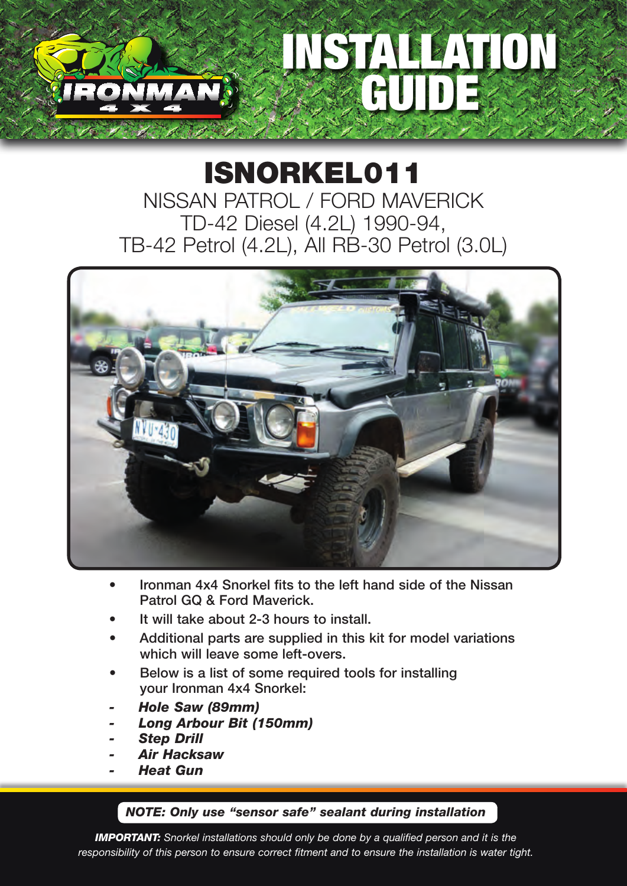# INSTALLATION GUIDE

## ISNORKEL011

NISSAN PATROL / FORD MAVERICK
TD-42 Diesel (4.2L) 1990-94,
TB-42 Petrol (4.2L), All RB-30 Petrol (3.0L)

- **Ironman 4x4 Snorkel fits to the left hand side of the Nissan Patrol GQ & Ford Maverick.**
- **It will take about 2-3 hours to install.**
- **Additional parts are supplied in this kit for model variations which will leave some left-overs.**
- **Below is a list of some required tools for installing your Ironman 4x4 Snorkel:**

- ***Hole Saw (89mm)***
- ***Long Arbour Bit (150mm)***
- ***Step Drill***
- ***Air Hacksaw***
- ***Heat Gun***

***NOTE: Only use "sensor safe" sealant during installation***

***IMPORTANT:*** *Snorkel installations should only be done by a qualified person and it is the responsibility of this person to ensure correct fitment and to ensure the installation is water tight.*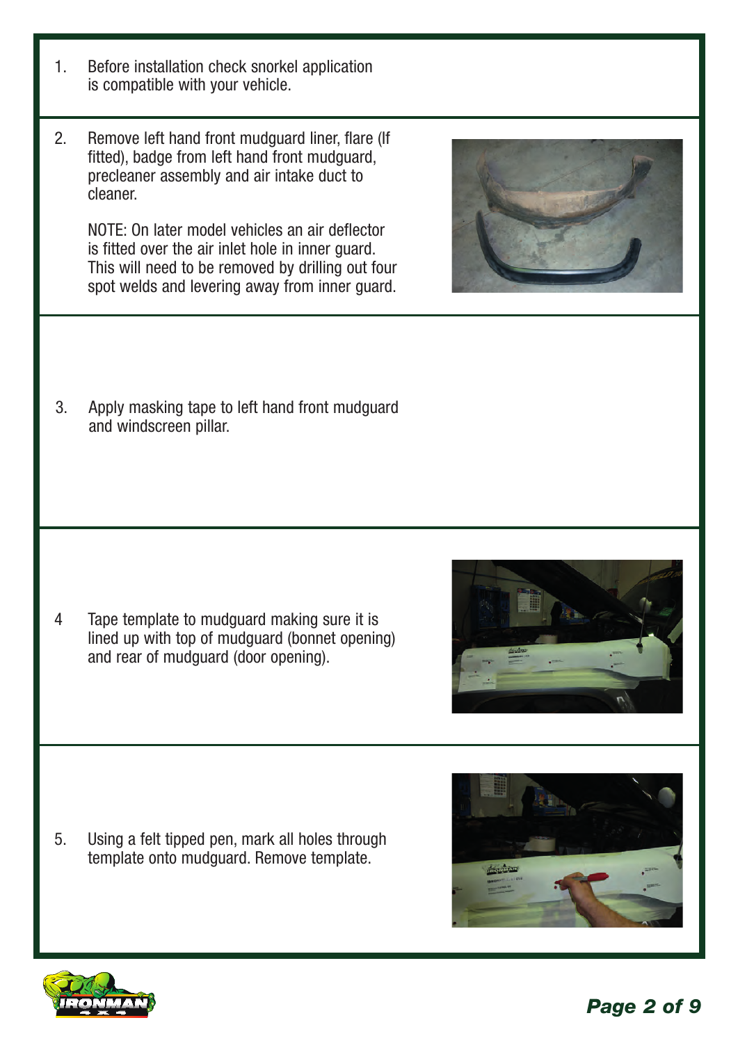1. Before installation check snorkel application is compatible with your vehicle.

2. Remove left hand front mudguard liner, flare (If fitted), badge from left hand front mudguard, precleaner assembly and air intake duct to cleaner.

   NOTE: On later model vehicles an air deflector is fitted over the air inlet hole in inner guard. This will need to be removed by drilling out four spot welds and levering away from inner guard.

3. Apply masking tape to left hand front mudguard and windscreen pillar.

4. Tape template to mudguard making sure it is lined up with top of mudguard (bonnet opening) and rear of mudguard (door opening).

5. Using a felt tipped pen, mark all holes through template onto mudguard. Remove template.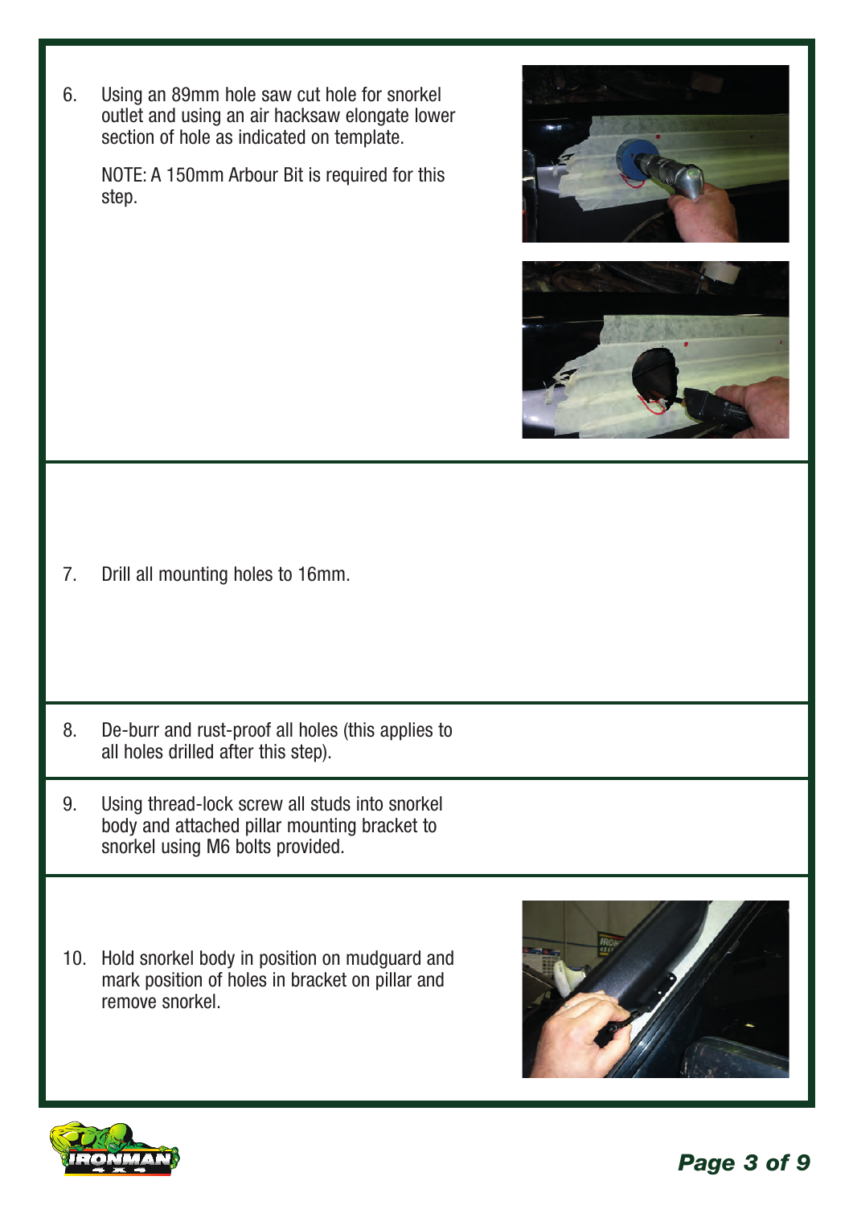6. Using an 89mm hole saw cut hole for snorkel outlet and using an air hacksaw elongate lower section of hole as indicated on template.

   NOTE: A 150mm Arbour Bit is required for this step.

7. Drill all mounting holes to 16mm.

8. De-burr and rust-proof all holes (this applies to all holes drilled after this step).

9. Using thread-lock screw all studs into snorkel body and attached pillar mounting bracket to snorkel using M6 bolts provided.

10. Hold snorkel body in position on mudguard and mark position of holes in bracket on pillar and remove snorkel.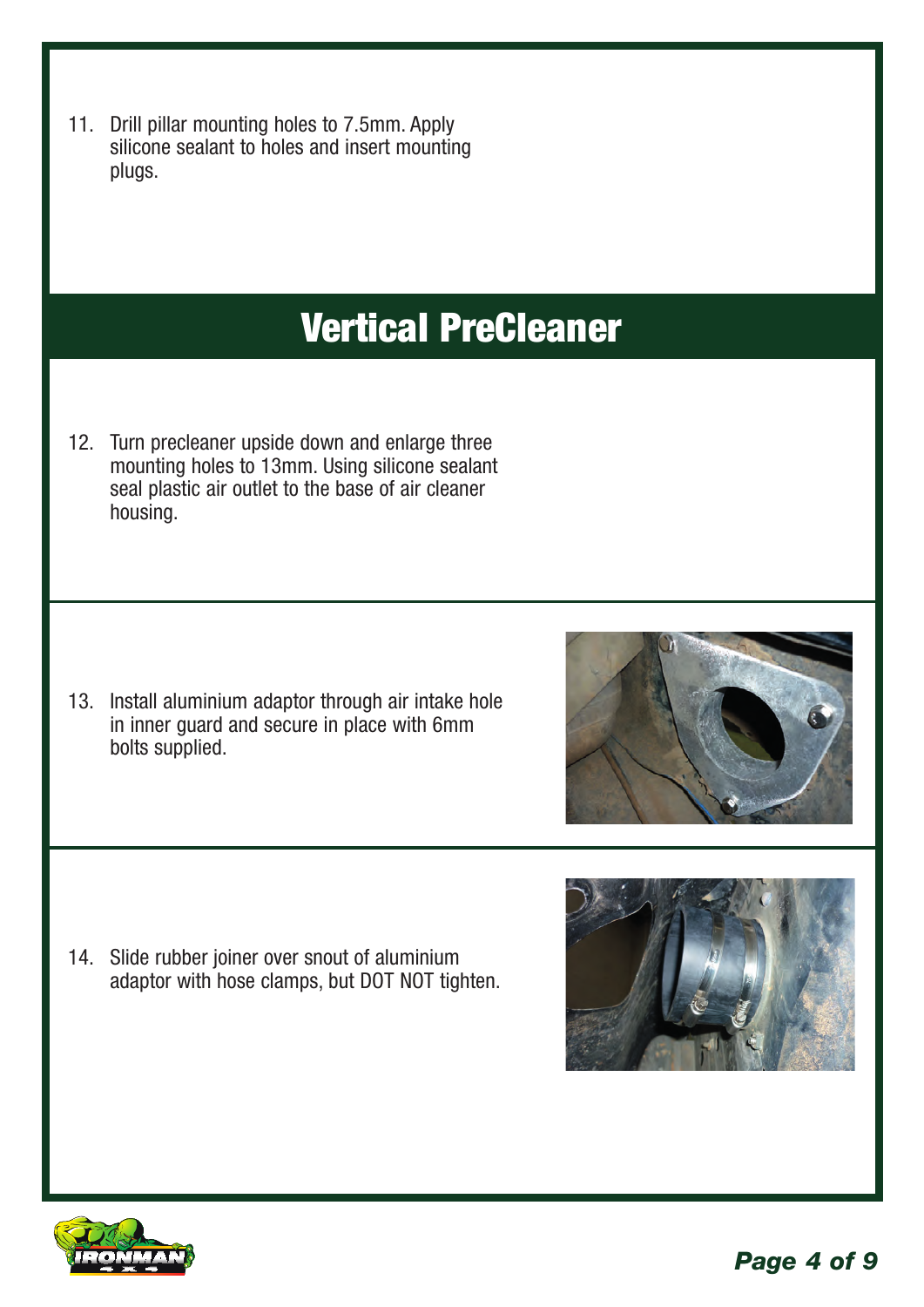11. Drill pillar mounting holes to 7.5mm. Apply silicone sealant to holes and insert mounting plugs.

## Vertical PreCleaner

12. Turn precleaner upside down and enlarge three mounting holes to 13mm. Using silicone sealant seal plastic air outlet to the base of air cleaner housing.

13. Install aluminium adaptor through air intake hole in inner guard and secure in place with 6mm bolts supplied.

14. Slide rubber joiner over snout of aluminium adaptor with hose clamps, but DOT NOT tighten.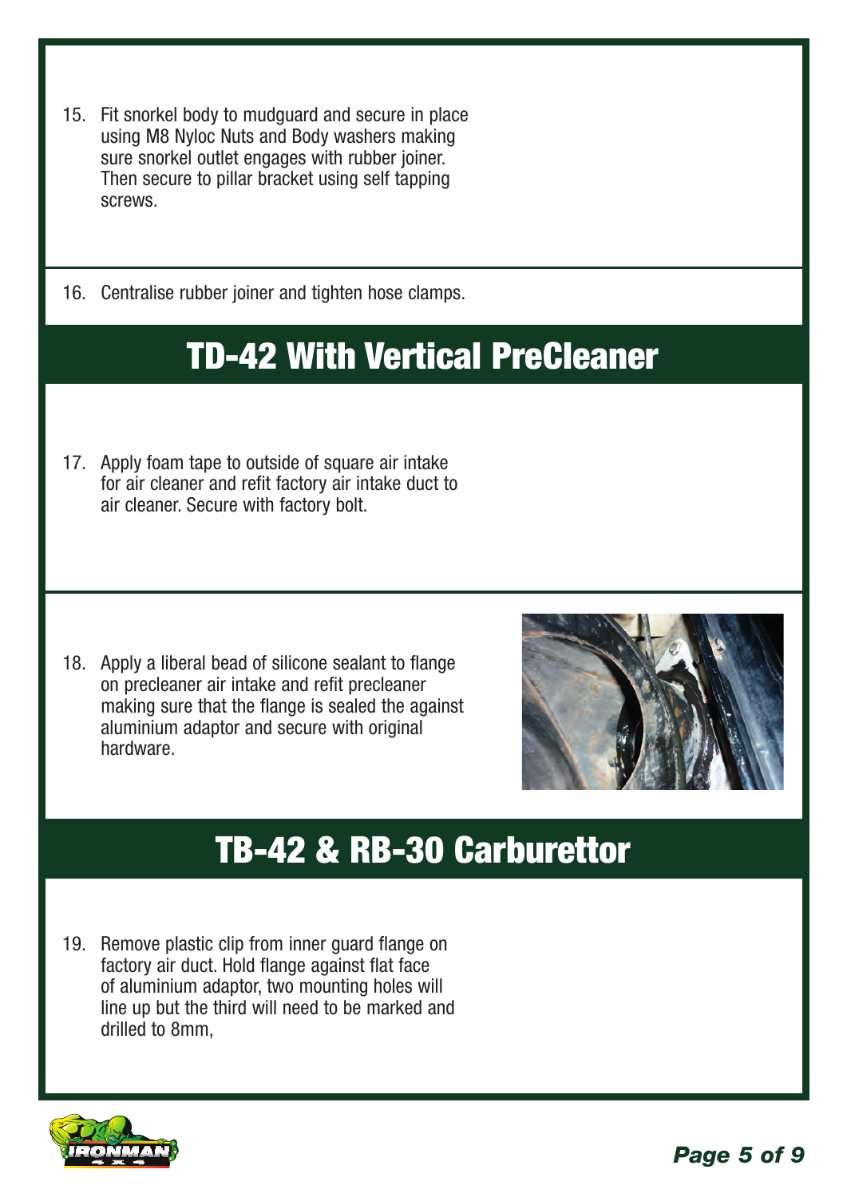15. Fit snorkel body to mudguard and secure in place using M8 Nyloc Nuts and Body washers making sure snorkel outlet engages with rubber joiner. Then secure to pillar bracket using self tapping screws.

16. Centralise rubber joiner and tighten hose clamps.

## TD-42 With Vertical PreCleaner

17. Apply foam tape to outside of square air intake for air cleaner and refit factory air intake duct to air cleaner. Secure with factory bolt.

18. Apply a liberal bead of silicone sealant to flange on precleaner air intake and refit precleaner making sure that the flange is sealed the against aluminium adaptor and secure with original hardware.

## TB-42 & RB-30 Carburettor

19. Remove plastic clip from inner guard flange on factory air duct. Hold flange against flat face of aluminium adaptor, two mounting holes will line up but the third will need to be marked and drilled to 8mm,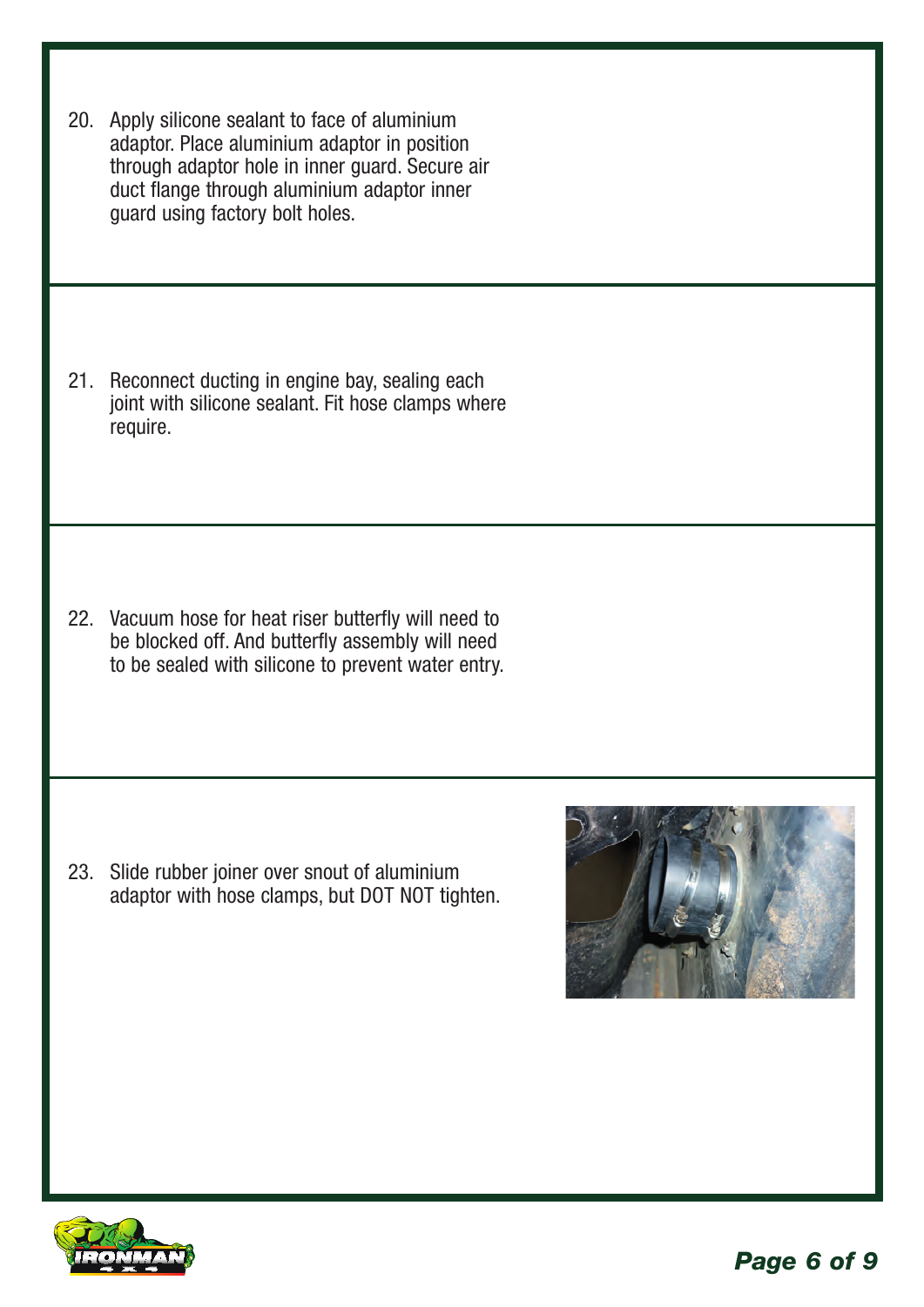20. Apply silicone sealant to face of aluminium adaptor. Place aluminium adaptor in position through adaptor hole in inner guard. Secure air duct flange through aluminium adaptor inner guard using factory bolt holes.

21. Reconnect ducting in engine bay, sealing each joint with silicone sealant. Fit hose clamps where require.

22. Vacuum hose for heat riser butterfly will need to be blocked off. And butterfly assembly will need to be sealed with silicone to prevent water entry.

23. Slide rubber joiner over snout of aluminium adaptor with hose clamps, but DOT NOT tighten.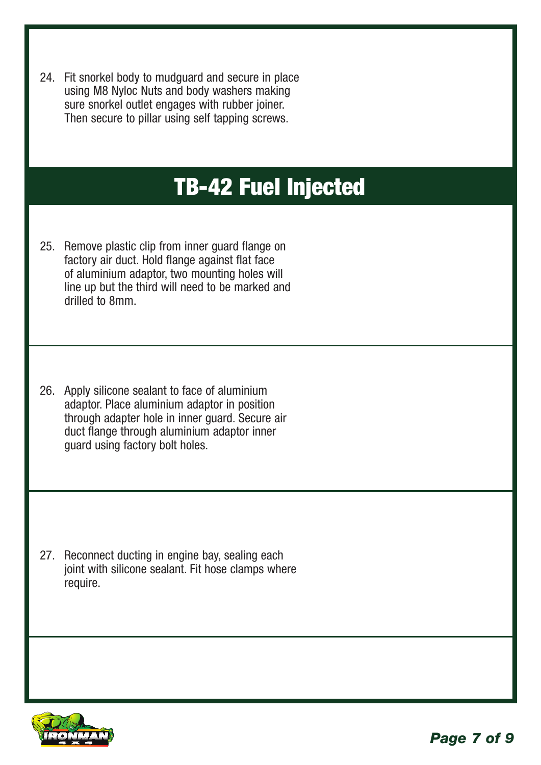24. Fit snorkel body to mudguard and secure in place using M8 Nyloc Nuts and body washers making sure snorkel outlet engages with rubber joiner. Then secure to pillar using self tapping screws.

## TB-42 Fuel Injected

25. Remove plastic clip from inner guard flange on factory air duct. Hold flange against flat face of aluminium adaptor, two mounting holes will line up but the third will need to be marked and drilled to 8mm.

26. Apply silicone sealant to face of aluminium adaptor. Place aluminium adaptor in position through adapter hole in inner guard. Secure air duct flange through aluminium adaptor inner guard using factory bolt holes.

27. Reconnect ducting in engine bay, sealing each joint with silicone sealant. Fit hose clamps where require.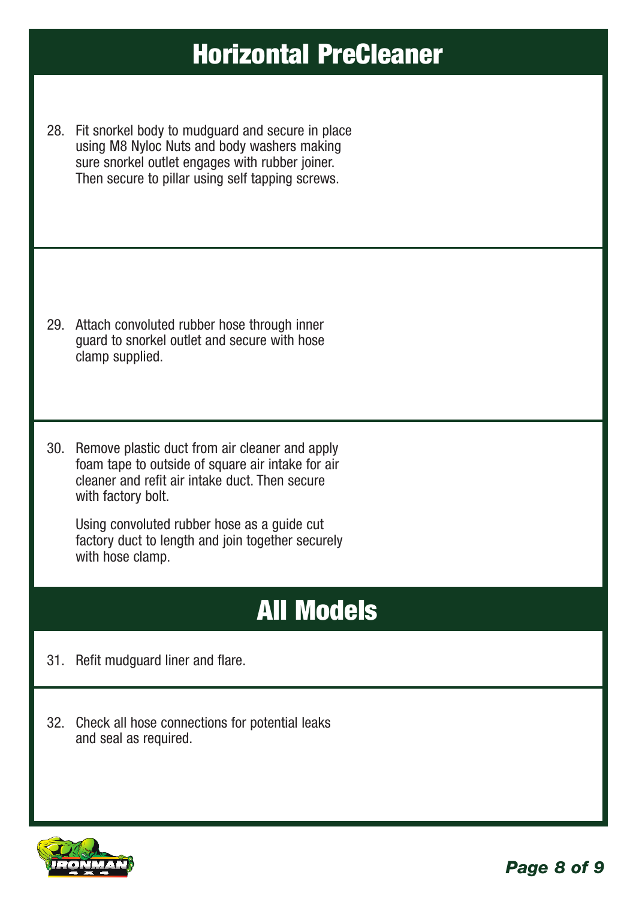## Horizontal PreCleaner

28. Fit snorkel body to mudguard and secure in place using M8 Nyloc Nuts and body washers making sure snorkel outlet engages with rubber joiner. Then secure to pillar using self tapping screws.

29. Attach convoluted rubber hose through inner guard to snorkel outlet and secure with hose clamp supplied.

30. Remove plastic duct from air cleaner and apply foam tape to outside of square air intake for air cleaner and refit air intake duct. Then secure with factory bolt.

    Using convoluted rubber hose as a guide cut factory duct to length and join together securely with hose clamp.

## All Models

31. Refit mudguard liner and flare.

32. Check all hose connections for potential leaks and seal as required.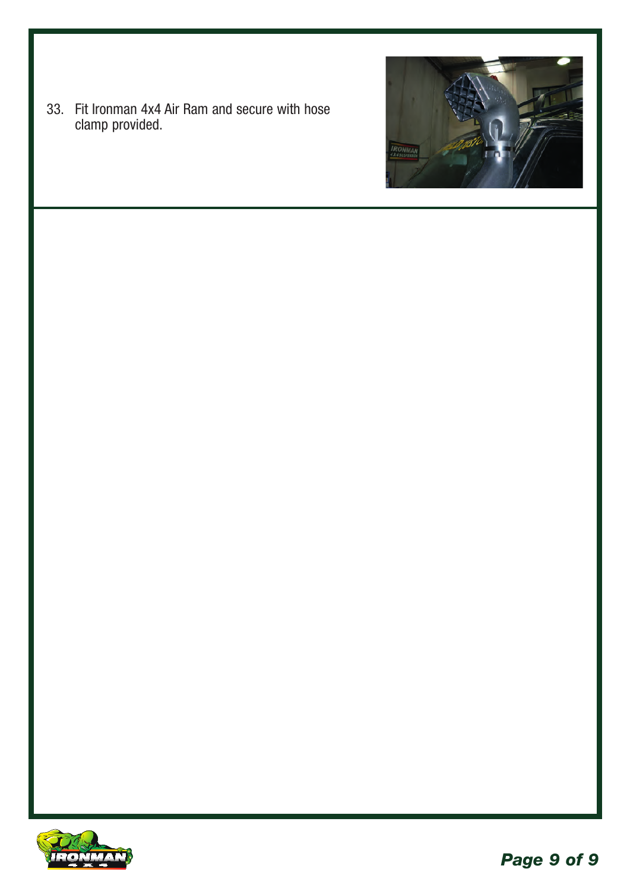33. Fit Ironman 4x4 Air Ram and secure with hose clamp provided.